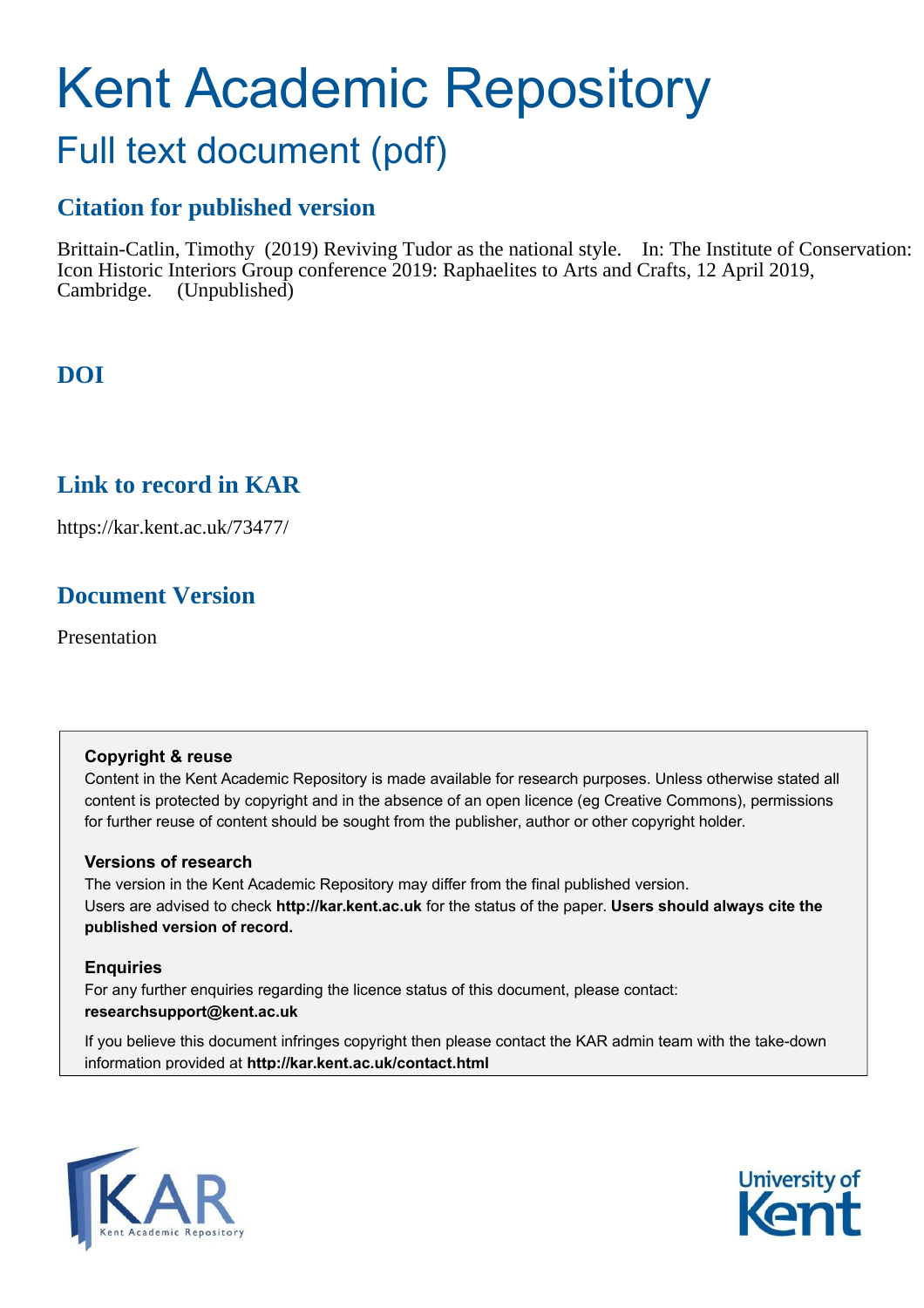# Kent Academic Repository

## Full text document (pdf)

### Citation for published version

Brittain-Catlin, Timothy (2019) Reviving Tudor as the national style. In: The Institute of Conservation: Icon Historic Interiors Group conference 2019: Raphaelites to Arts and Crafts, 12 April 2019, Cambridge. (Unpublished)

### DOI

### Link to record in KAR

https://kar.kent.ac.uk/73477/

### Document Version

Presentation

**Copyright & reuse**

Content in the Kent Academic Repository is made available for research purposes. Unless otherwise stated all content is protected by copyright and in the absence of an open licence (eg Creative Commons), permissions for further reuse of content should be sought from the publisher, author or other copyright holder.

**Versions of research**

The version in the Kent Academic Repository may differ from the final published version. Users are advised to check **http://kar.kent.ac.uk** for the status of the paper. **Users should always cite the published version of record.**

**Enquiries**

For any further enquiries regarding the licence status of this document, please contact: **researchsupport@kent.ac.uk**

If you believe this document infringes copyright then please contact the KAR admin team with the take-down information provided at **http://kar.kent.ac.uk/contact.html**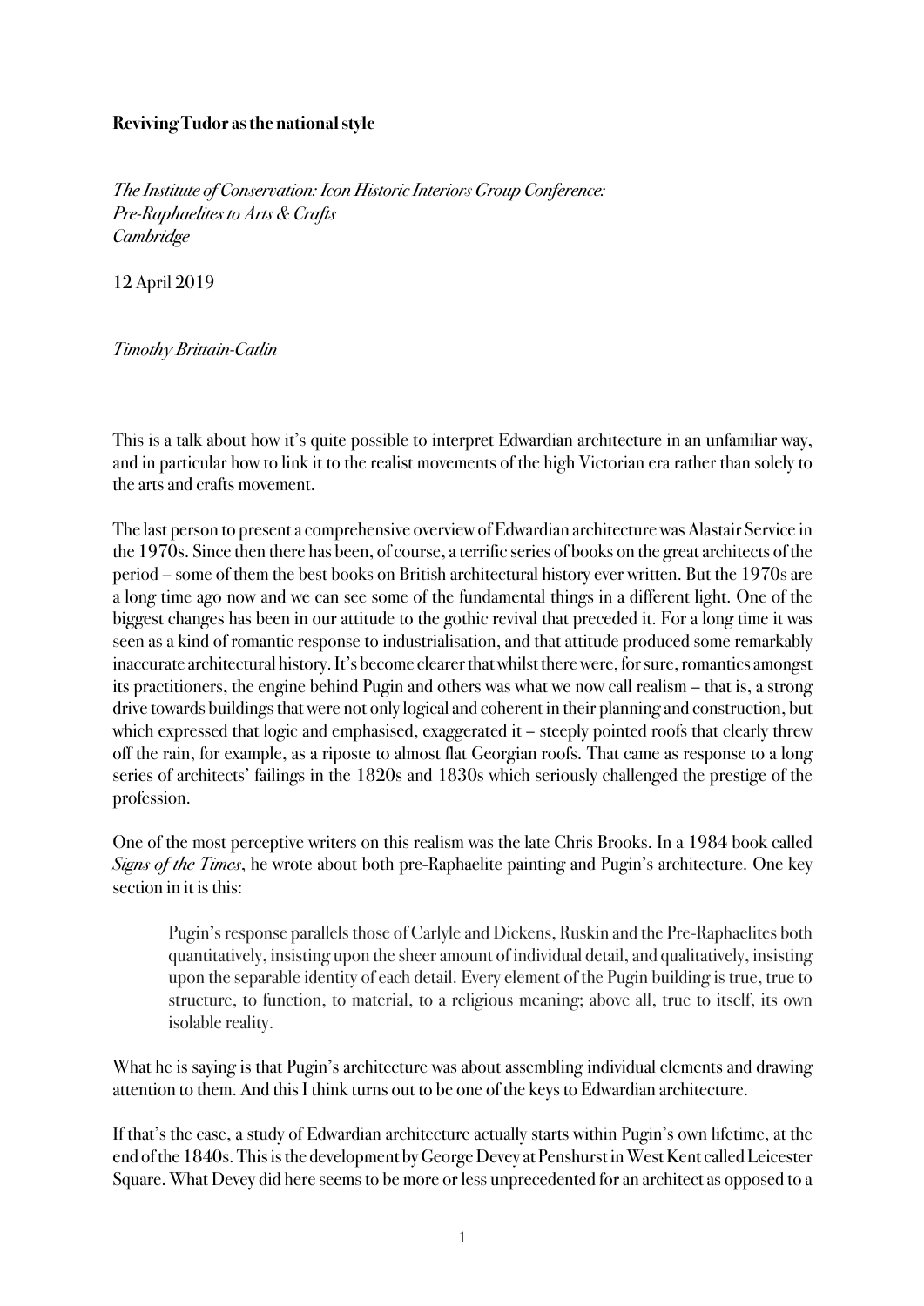**Reviving Tudor as the national style**

*The Institute of Conservation: Icon Historic Interiors Group Conference: Pre-Raphaelites to Arts & Crafts*
*Cambridge*

12 April 2019

*Timothy Brittain-Catlin*

This is a talk about how it's quite possible to interpret Edwardian architecture in an unfamiliar way, and in particular how to link it to the realist movements of the high Victorian era rather than solely to the arts and crafts movement.

The last person to present a comprehensive overview of Edwardian architecture was Alastair Service in the 1970s. Since then there has been, of course, a terrific series of books on the great architects of the period – some of them the best books on British architectural history ever written. But the 1970s are a long time ago now and we can see some of the fundamental things in a different light. One of the biggest changes has been in our attitude to the gothic revival that preceded it. For a long time it was seen as a kind of romantic response to industrialisation, and that attitude produced some remarkably inaccurate architectural history. It's become clearer that whilst there were, for sure, romantics amongst its practitioners, the engine behind Pugin and others was what we now call realism – that is, a strong drive towards buildings that were not only logical and coherent in their planning and construction, but which expressed that logic and emphasised, exaggerated it – steeply pointed roofs that clearly threw off the rain, for example, as a riposte to almost flat Georgian roofs. That came as response to a long series of architects' failings in the 1820s and 1830s which seriously challenged the prestige of the profession.

One of the most perceptive writers on this realism was the late Chris Brooks. In a 1984 book called *Signs of the Times*, he wrote about both pre-Raphaelite painting and Pugin's architecture. One key section in it is this:

> Pugin's response parallels those of Carlyle and Dickens, Ruskin and the Pre-Raphaelites both quantitatively, insisting upon the sheer amount of individual detail, and qualitatively, insisting upon the separable identity of each detail. Every element of the Pugin building is true, true to structure, to function, to material, to a religious meaning; above all, true to itself, its own isolable reality.

What he is saying is that Pugin's architecture was about assembling individual elements and drawing attention to them. And this I think turns out to be one of the keys to Edwardian architecture.

If that's the case, a study of Edwardian architecture actually starts within Pugin's own lifetime, at the end of the 1840s. This is the development by George Devey at Penshurst in West Kent called Leicester Square. What Devey did here seems to be more or less unprecedented for an architect as opposed to a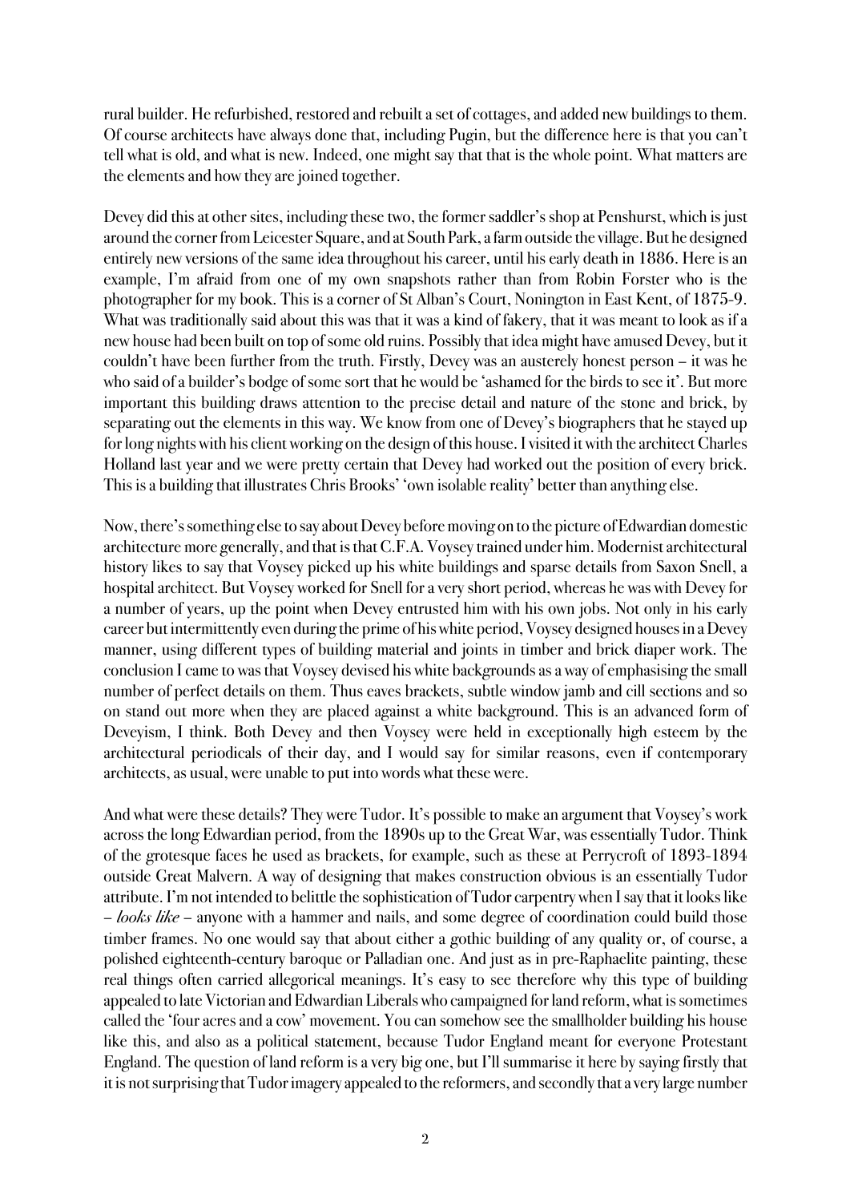rural builder. He refurbished, restored and rebuilt a set of cottages, and added new buildings to them. Of course architects have always done that, including Pugin, but the difference here is that you can't tell what is old, and what is new. Indeed, one might say that that is the whole point. What matters are the elements and how they are joined together.

Devey did this at other sites, including these two, the former saddler's shop at Penshurst, which is just around the corner from Leicester Square, and at South Park, a farm outside the village. But he designed entirely new versions of the same idea throughout his career, until his early death in 1886. Here is an example, I'm afraid from one of my own snapshots rather than from Robin Forster who is the photographer for my book. This is a corner of St Alban's Court, Nonington in East Kent, of 1875-9. What was traditionally said about this was that it was a kind of fakery, that it was meant to look as if a new house had been built on top of some old ruins. Possibly that idea might have amused Devey, but it couldn't have been further from the truth. Firstly, Devey was an austerely honest person – it was he who said of a builder's bodge of some sort that he would be 'ashamed for the birds to see it'. But more important this building draws attention to the precise detail and nature of the stone and brick, by separating out the elements in this way. We know from one of Devey's biographers that he stayed up for long nights with his client working on the design of this house. I visited it with the architect Charles Holland last year and we were pretty certain that Devey had worked out the position of every brick. This is a building that illustrates Chris Brooks' 'own isolable reality' better than anything else.

Now, there's something else to say about Devey before moving on to the picture of Edwardian domestic architecture more generally, and that is that C.F.A. Voysey trained under him. Modernist architectural history likes to say that Voysey picked up his white buildings and sparse details from Saxon Snell, a hospital architect. But Voysey worked for Snell for a very short period, whereas he was with Devey for a number of years, up the point when Devey entrusted him with his own jobs. Not only in his early career but intermittently even during the prime of his white period, Voysey designed houses in a Devey manner, using different types of building material and joints in timber and brick diaper work. The conclusion I came to was that Voysey devised his white backgrounds as a way of emphasising the small number of perfect details on them. Thus eaves brackets, subtle window jamb and cill sections and so on stand out more when they are placed against a white background. This is an advanced form of Deveyism, I think. Both Devey and then Voysey were held in exceptionally high esteem by the architectural periodicals of their day, and I would say for similar reasons, even if contemporary architects, as usual, were unable to put into words what these were.

And what were these details? They were Tudor. It's possible to make an argument that Voysey's work across the long Edwardian period, from the 1890s up to the Great War, was essentially Tudor. Think of the grotesque faces he used as brackets, for example, such as these at Perrycroft of 1893-1894 outside Great Malvern. A way of designing that makes construction obvious is an essentially Tudor attribute. I'm not intended to belittle the sophistication of Tudor carpentry when I say that it looks like – *looks like* – anyone with a hammer and nails, and some degree of coordination could build those timber frames. No one would say that about either a gothic building of any quality or, of course, a polished eighteenth-century baroque or Palladian one. And just as in pre-Raphaelite painting, these real things often carried allegorical meanings. It's easy to see therefore why this type of building appealed to late Victorian and Edwardian Liberals who campaigned for land reform, what is sometimes called the 'four acres and a cow' movement. You can somehow see the smallholder building his house like this, and also as a political statement, because Tudor England meant for everyone Protestant England. The question of land reform is a very big one, but I'll summarise it here by saying firstly that it is not surprising that Tudor imagery appealed to the reformers, and secondly that a very large number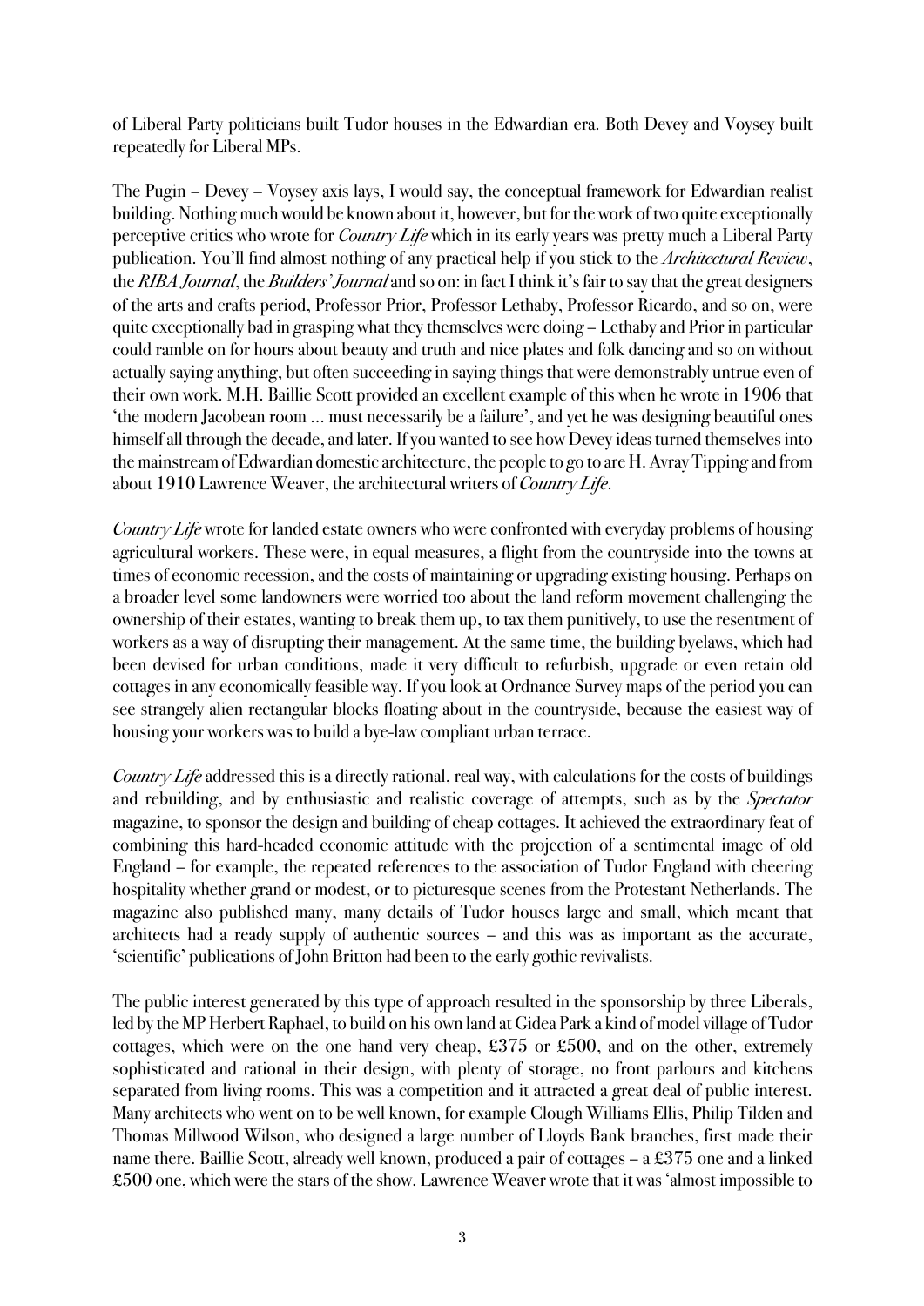of Liberal Party politicians built Tudor houses in the Edwardian era. Both Devey and Voysey built repeatedly for Liberal MPs.

The Pugin – Devey – Voysey axis lays, I would say, the conceptual framework for Edwardian realist building. Nothing much would be known about it, however, but for the work of two quite exceptionally perceptive critics who wrote for *Country Life* which in its early years was pretty much a Liberal Party publication. You'll find almost nothing of any practical help if you stick to the *Architectural Review*, the *RIBA Journal*, the *Builders' Journal* and so on: in fact I think it's fair to say that the great designers of the arts and crafts period, Professor Prior, Professor Lethaby, Professor Ricardo, and so on, were quite exceptionally bad in grasping what they themselves were doing – Lethaby and Prior in particular could ramble on for hours about beauty and truth and nice plates and folk dancing and so on without actually saying anything, but often succeeding in saying things that were demonstrably untrue even of their own work. M.H. Baillie Scott provided an excellent example of this when he wrote in 1906 that 'the modern Jacobean room ... must necessarily be a failure', and yet he was designing beautiful ones himself all through the decade, and later. If you wanted to see how Devey ideas turned themselves into the mainstream of Edwardian domestic architecture, the people to go to are H. Avray Tipping and from about 1910 Lawrence Weaver, the architectural writers of *Country Life*.

*Country Life* wrote for landed estate owners who were confronted with everyday problems of housing agricultural workers. These were, in equal measures, a flight from the countryside into the towns at times of economic recession, and the costs of maintaining or upgrading existing housing. Perhaps on a broader level some landowners were worried too about the land reform movement challenging the ownership of their estates, wanting to break them up, to tax them punitively, to use the resentment of workers as a way of disrupting their management. At the same time, the building byelaws, which had been devised for urban conditions, made it very difficult to refurbish, upgrade or even retain old cottages in any economically feasible way. If you look at Ordnance Survey maps of the period you can see strangely alien rectangular blocks floating about in the countryside, because the easiest way of housing your workers was to build a bye-law compliant urban terrace.

*Country Life* addressed this is a directly rational, real way, with calculations for the costs of buildings and rebuilding, and by enthusiastic and realistic coverage of attempts, such as by the *Spectator* magazine, to sponsor the design and building of cheap cottages. It achieved the extraordinary feat of combining this hard-headed economic attitude with the projection of a sentimental image of old England – for example, the repeated references to the association of Tudor England with cheering hospitality whether grand or modest, or to picturesque scenes from the Protestant Netherlands. The magazine also published many, many details of Tudor houses large and small, which meant that architects had a ready supply of authentic sources – and this was as important as the accurate, 'scientific' publications of John Britton had been to the early gothic revivalists.

The public interest generated by this type of approach resulted in the sponsorship by three Liberals, led by the MP Herbert Raphael, to build on his own land at Gidea Park a kind of model village of Tudor cottages, which were on the one hand very cheap, £375 or £500, and on the other, extremely sophisticated and rational in their design, with plenty of storage, no front parlours and kitchens separated from living rooms. This was a competition and it attracted a great deal of public interest. Many architects who went on to be well known, for example Clough Williams Ellis, Philip Tilden and Thomas Millwood Wilson, who designed a large number of Lloyds Bank branches, first made their name there. Baillie Scott, already well known, produced a pair of cottages – a £375 one and a linked £500 one, which were the stars of the show. Lawrence Weaver wrote that it was 'almost impossible to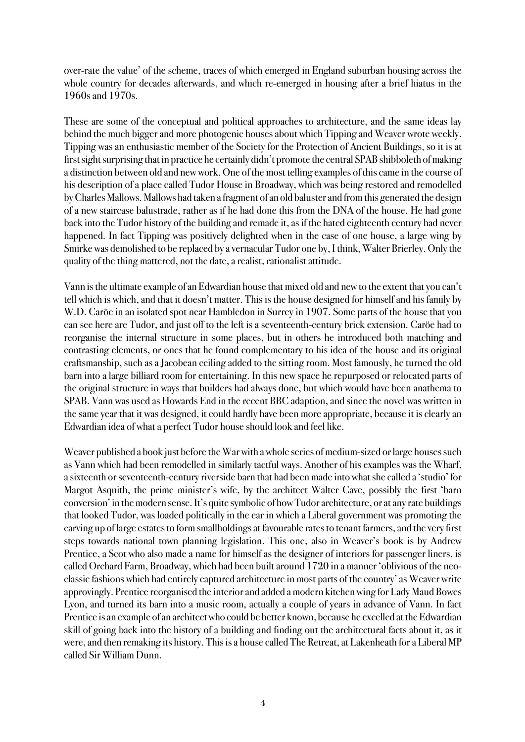over-rate the value' of the scheme, traces of which emerged in England suburban housing across the whole country for decades afterwards, and which re-emerged in housing after a brief hiatus in the 1960s and 1970s.

These are some of the conceptual and political approaches to architecture, and the same ideas lay behind the much bigger and more photogenic houses about which Tipping and Weaver wrote weekly. Tipping was an enthusiastic member of the Society for the Protection of Ancient Buildings, so it is at first sight surprising that in practice he certainly didn't promote the central SPAB shibboleth of making a distinction between old and new work. One of the most telling examples of this came in the course of his description of a place called Tudor House in Broadway, which was being restored and remodelled by Charles Mallows. Mallows had taken a fragment of an old baluster and from this generated the design of a new staircase balustrade, rather as if he had done this from the DNA of the house. He had gone back into the Tudor history of the building and remade it, as if the hated eighteenth century had never happened. In fact Tipping was positively delighted when in the case of one house, a large wing by Smirke was demolished to be replaced by a vernacular Tudor one by, I think, Walter Brierley. Only the quality of the thing mattered, not the date, a realist, rationalist attitude.

Vann is the ultimate example of an Edwardian house that mixed old and new to the extent that you can't tell which is which, and that it doesn't matter. This is the house designed for himself and his family by W.D. Caröe in an isolated spot near Hambledon in Surrey in 1907. Some parts of the house that you can see here are Tudor, and just off to the left is a seventeenth-century brick extension. Caröe had to reorganise the internal structure in some places, but in others he introduced both matching and contrasting elements, or ones that he found complementary to his idea of the house and its original craftsmanship, such as a Jacobean ceiling added to the sitting room. Most famously, he turned the old barn into a large billiard room for entertaining. In this new space he repurposed or relocated parts of the original structure in ways that builders had always done, but which would have been anathema to SPAB. Vann was used as Howards End in the recent BBC adaption, and since the novel was written in the same year that it was designed, it could hardly have been more appropriate, because it is clearly an Edwardian idea of what a perfect Tudor house should look and feel like.

Weaver published a book just before the War with a whole series of medium-sized or large houses such as Vann which had been remodelled in similarly tactful ways. Another of his examples was the Wharf, a sixteenth or seventeenth-century riverside barn that had been made into what she called a 'studio' for Margot Asquith, the prime minister's wife, by the architect Walter Cave, possibly the first 'barn conversion' in the modern sense. It's quite symbolic of how Tudor architecture, or at any rate buildings that looked Tudor, was loaded politically in the ear in which a Liberal government was promoting the carving up of large estates to form smallholdings at favourable rates to tenant farmers, and the very first steps towards national town planning legislation. This one, also in Weaver's book is by Andrew Prentice, a Scot who also made a name for himself as the designer of interiors for passenger liners, is called Orchard Farm, Broadway, which had been built around 1720 in a manner 'oblivious of the neo-classic fashions which had entirely captured architecture in most parts of the country' as Weaver write approvingly. Prentice reorganised the interior and added a modern kitchen wing for Lady Maud Bowes Lyon, and turned its barn into a music room, actually a couple of years in advance of Vann. In fact Prentice is an example of an architect who could be better known, because he excelled at the Edwardian skill of going back into the history of a building and finding out the architectural facts about it, as it were, and then remaking its history. This is a house called The Retreat, at Lakenheath for a Liberal MP called Sir William Dunn.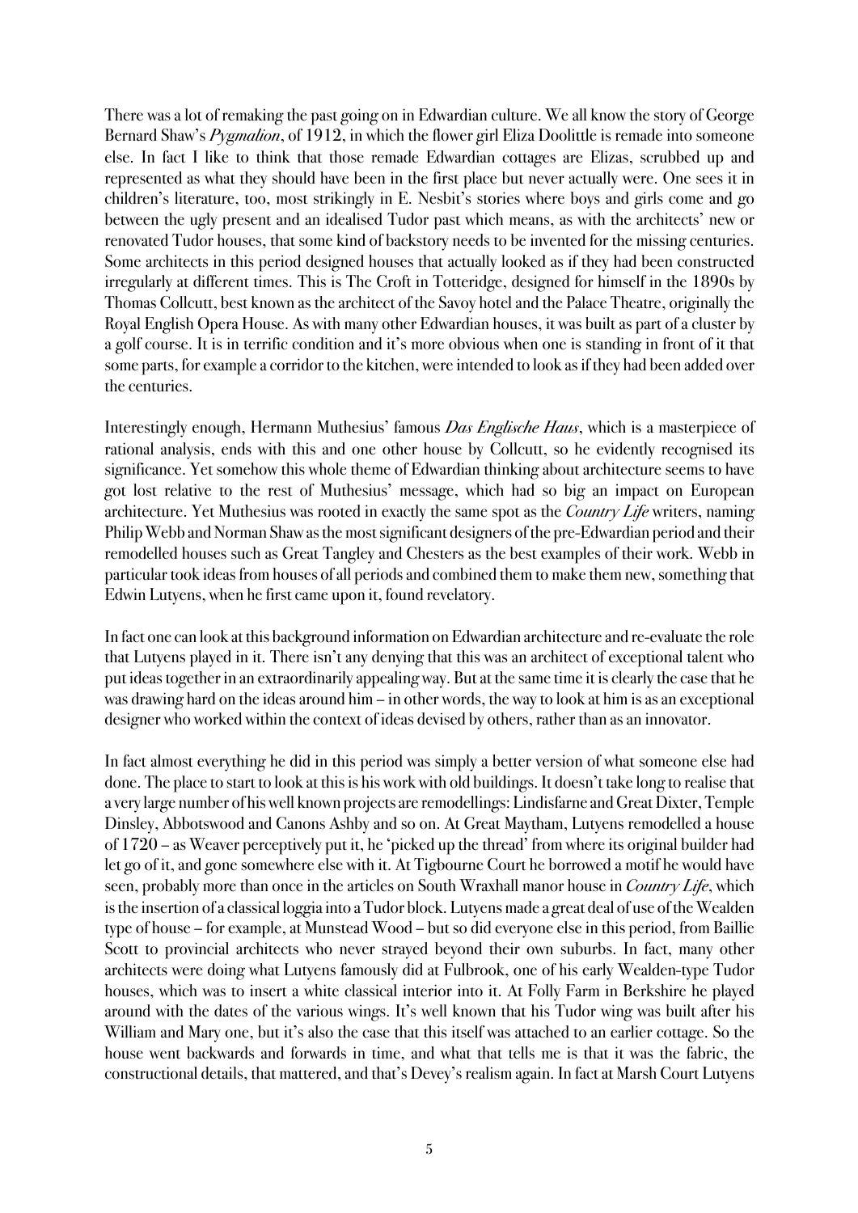There was a lot of remaking the past going on in Edwardian culture. We all know the story of George Bernard Shaw's *Pygmalion*, of 1912, in which the flower girl Eliza Doolittle is remade into someone else. In fact I like to think that those remade Edwardian cottages are Elizas, scrubbed up and represented as what they should have been in the first place but never actually were. One sees it in children's literature, too, most strikingly in E. Nesbit's stories where boys and girls come and go between the ugly present and an idealised Tudor past which means, as with the architects' new or renovated Tudor houses, that some kind of backstory needs to be invented for the missing centuries. Some architects in this period designed houses that actually looked as if they had been constructed irregularly at different times. This is The Croft in Totteridge, designed for himself in the 1890s by Thomas Collcutt, best known as the architect of the Savoy hotel and the Palace Theatre, originally the Royal English Opera House. As with many other Edwardian houses, it was built as part of a cluster by a golf course. It is in terrific condition and it's more obvious when one is standing in front of it that some parts, for example a corridor to the kitchen, were intended to look as if they had been added over the centuries.

Interestingly enough, Hermann Muthesius' famous *Das Englische Haus*, which is a masterpiece of rational analysis, ends with this and one other house by Collcutt, so he evidently recognised its significance. Yet somehow this whole theme of Edwardian thinking about architecture seems to have got lost relative to the rest of Muthesius' message, which had so big an impact on European architecture. Yet Muthesius was rooted in exactly the same spot as the *Country Life* writers, naming Philip Webb and Norman Shaw as the most significant designers of the pre-Edwardian period and their remodelled houses such as Great Tangley and Chesters as the best examples of their work. Webb in particular took ideas from houses of all periods and combined them to make them new, something that Edwin Lutyens, when he first came upon it, found revelatory.

In fact one can look at this background information on Edwardian architecture and re-evaluate the role that Lutyens played in it. There isn't any denying that this was an architect of exceptional talent who put ideas together in an extraordinarily appealing way. But at the same time it is clearly the case that he was drawing hard on the ideas around him – in other words, the way to look at him is as an exceptional designer who worked within the context of ideas devised by others, rather than as an innovator.

In fact almost everything he did in this period was simply a better version of what someone else had done. The place to start to look at this is his work with old buildings. It doesn't take long to realise that a very large number of his well known projects are remodellings: Lindisfarne and Great Dixter, Temple Dinsley, Abbotswood and Canons Ashby and so on. At Great Maytham, Lutyens remodelled a house of 1720 – as Weaver perceptively put it, he 'picked up the thread' from where its original builder had let go of it, and gone somewhere else with it. At Tigbourne Court he borrowed a motif he would have seen, probably more than once in the articles on South Wraxhall manor house in *Country Life*, which is the insertion of a classical loggia into a Tudor block. Lutyens made a great deal of use of the Wealden type of house – for example, at Munstead Wood – but so did everyone else in this period, from Baillie Scott to provincial architects who never strayed beyond their own suburbs. In fact, many other architects were doing what Lutyens famously did at Fulbrook, one of his early Wealden-type Tudor houses, which was to insert a white classical interior into it. At Folly Farm in Berkshire he played around with the dates of the various wings. It's well known that his Tudor wing was built after his William and Mary one, but it's also the case that this itself was attached to an earlier cottage. So the house went backwards and forwards in time, and what that tells me is that it was the fabric, the constructional details, that mattered, and that's Devey's realism again. In fact at Marsh Court Lutyens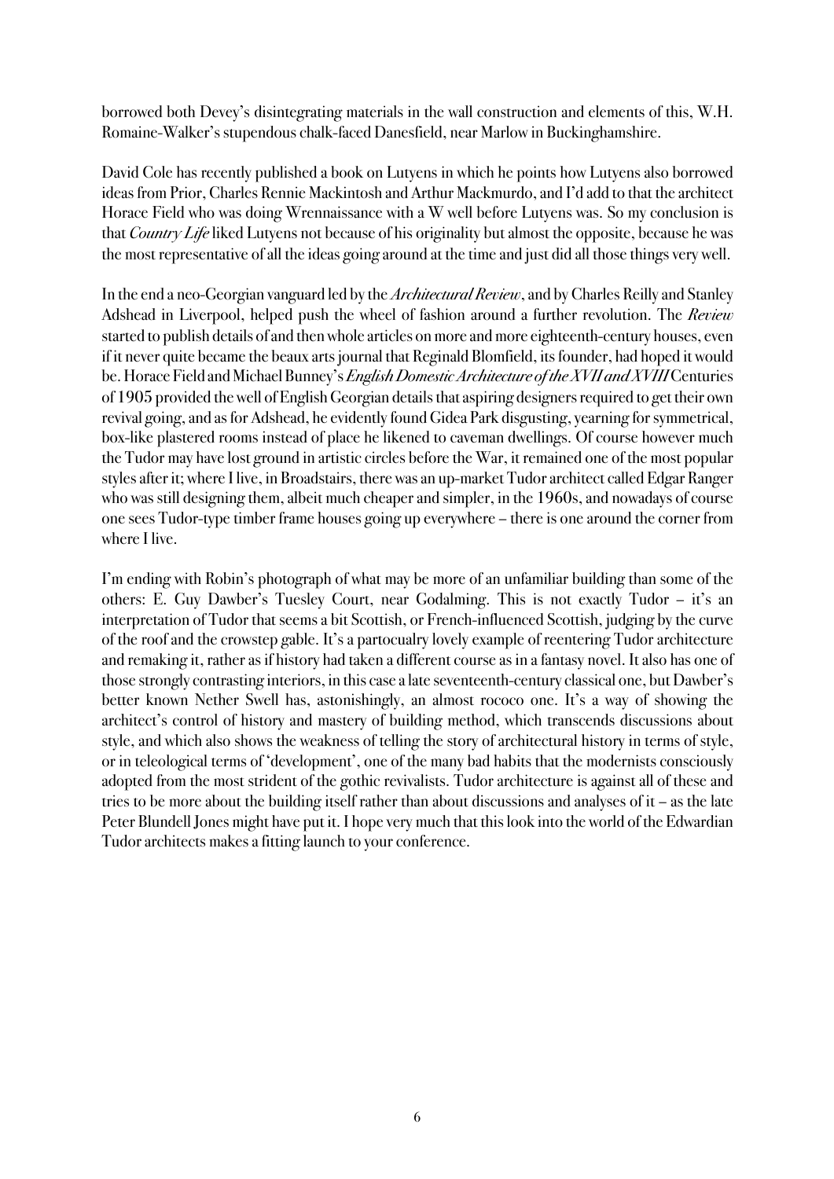borrowed both Devey's disintegrating materials in the wall construction and elements of this, W.H. Romaine-Walker's stupendous chalk-faced Danesfield, near Marlow in Buckinghamshire.

David Cole has recently published a book on Lutyens in which he points how Lutyens also borrowed ideas from Prior, Charles Rennie Mackintosh and Arthur Mackmurdo, and I'd add to that the architect Horace Field who was doing Wrennaissance with a W well before Lutyens was. So my conclusion is that *Country Life* liked Lutyens not because of his originality but almost the opposite, because he was the most representative of all the ideas going around at the time and just did all those things very well.

In the end a neo-Georgian vanguard led by the *Architectural Review*, and by Charles Reilly and Stanley Adshead in Liverpool, helped push the wheel of fashion around a further revolution. The *Review* started to publish details of and then whole articles on more and more eighteenth-century houses, even if it never quite became the beaux arts journal that Reginald Blomfield, its founder, had hoped it would be. Horace Field and Michael Bunney's *English Domestic Architecture of the XVII and XVIII* Centuries of 1905 provided the well of English Georgian details that aspiring designers required to get their own revival going, and as for Adshead, he evidently found Gidea Park disgusting, yearning for symmetrical, box-like plastered rooms instead of place he likened to caveman dwellings. Of course however much the Tudor may have lost ground in artistic circles before the War, it remained one of the most popular styles after it; where I live, in Broadstairs, there was an up-market Tudor architect called Edgar Ranger who was still designing them, albeit much cheaper and simpler, in the 1960s, and nowadays of course one sees Tudor-type timber frame houses going up everywhere – there is one around the corner from where I live.

I'm ending with Robin's photograph of what may be more of an unfamiliar building than some of the others: E. Guy Dawber's Tuesley Court, near Godalming. This is not exactly Tudor – it's an interpretation of Tudor that seems a bit Scottish, or French-influenced Scottish, judging by the curve of the roof and the crowstep gable. It's a partocualry lovely example of reentering Tudor architecture and remaking it, rather as if history had taken a different course as in a fantasy novel. It also has one of those strongly contrasting interiors, in this case a late seventeenth-century classical one, but Dawber's better known Nether Swell has, astonishingly, an almost rococo one. It's a way of showing the architect's control of history and mastery of building method, which transcends discussions about style, and which also shows the weakness of telling the story of architectural history in terms of style, or in teleological terms of 'development', one of the many bad habits that the modernists consciously adopted from the most strident of the gothic revivalists. Tudor architecture is against all of these and tries to be more about the building itself rather than about discussions and analyses of it – as the late Peter Blundell Jones might have put it. I hope very much that this look into the world of the Edwardian Tudor architects makes a fitting launch to your conference.